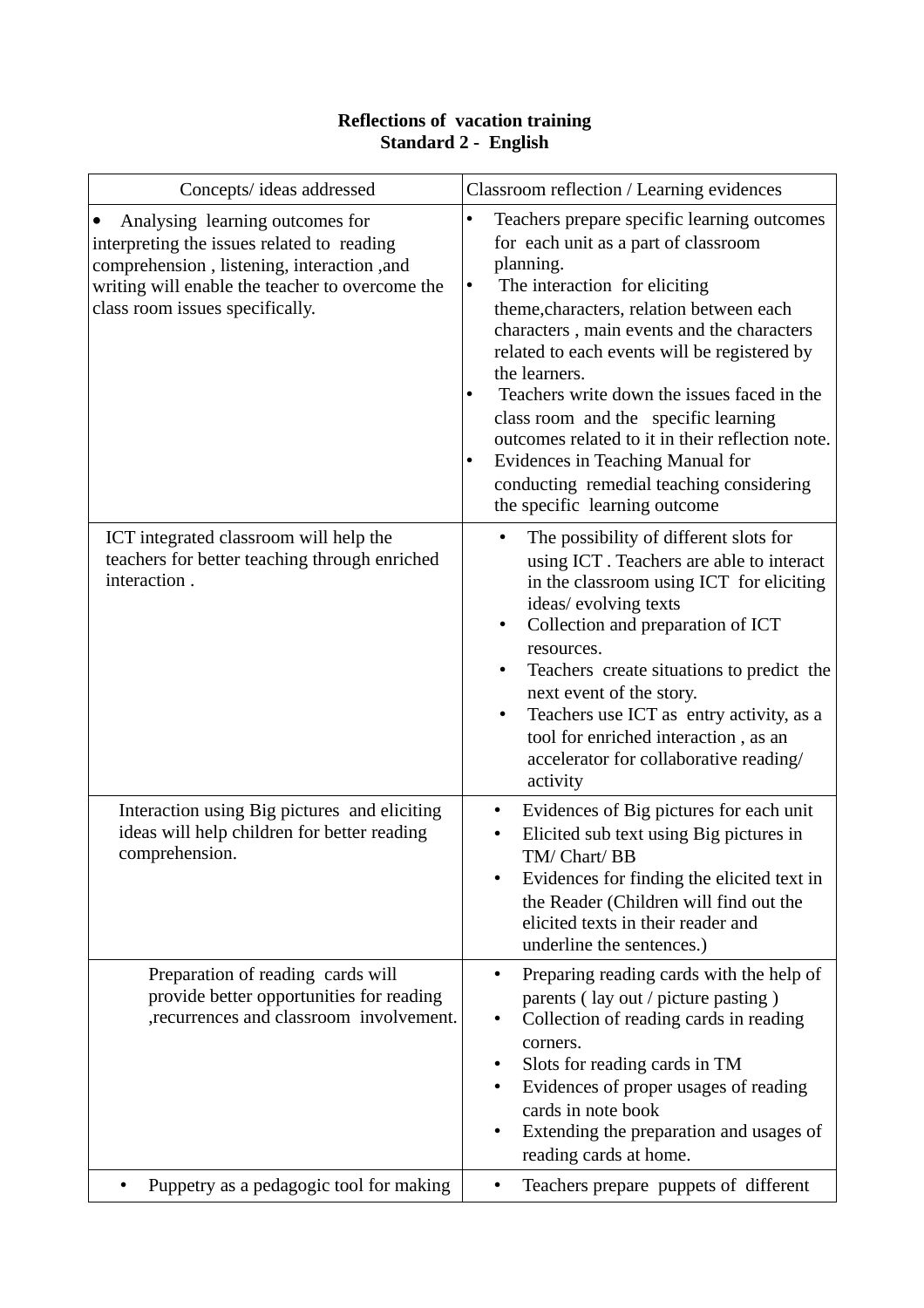**Reflections of vacation training**
**Standard 2 - English**

| Concepts/ ideas addressed | Classroom reflection / Learning evidences |
|---|---|
| • Analysing learning outcomes for interpreting the issues related to reading comprehension , listening, interaction ,and writing will enable the teacher to overcome the class room issues specifically. | • Teachers prepare specific learning outcomes for each unit as a part of classroom planning.<br>• The interaction for eliciting theme,characters, relation between each characters , main events and the characters related to each events will be registered by the learners.<br>• Teachers write down the issues faced in the class room and the specific learning outcomes related to it in their reflection note.<br>• Evidences in Teaching Manual for conducting remedial teaching considering the specific learning outcome |
| ICT integrated classroom will help the teachers for better teaching through enriched interaction . | • The possibility of different slots for using ICT . Teachers are able to interact in the classroom using ICT for eliciting ideas/ evolving texts<br>• Collection and preparation of ICT resources.<br>• Teachers create situations to predict the next event of the story.<br>• Teachers use ICT as entry activity, as a tool for enriched interaction , as an accelerator for collaborative reading/ activity |
| Interaction using Big pictures and eliciting ideas will help children for better reading comprehension. | • Evidences of Big pictures for each unit<br>• Elicited sub text using Big pictures in TM/ Chart/ BB<br>• Evidences for finding the elicited text in the Reader (Children will find out the elicited texts in their reader and underline the sentences.) |
| Preparation of reading cards will provide better opportunities for reading ,recurrences and classroom involvement. | • Preparing reading cards with the help of parents ( lay out / picture pasting )<br>• Collection of reading cards in reading corners.<br>• Slots for reading cards in TM<br>• Evidences of proper usages of reading cards in note book<br>• Extending the preparation and usages of reading cards at home. |
| • Puppetry as a pedagogic tool for making | • Teachers prepare puppets of different |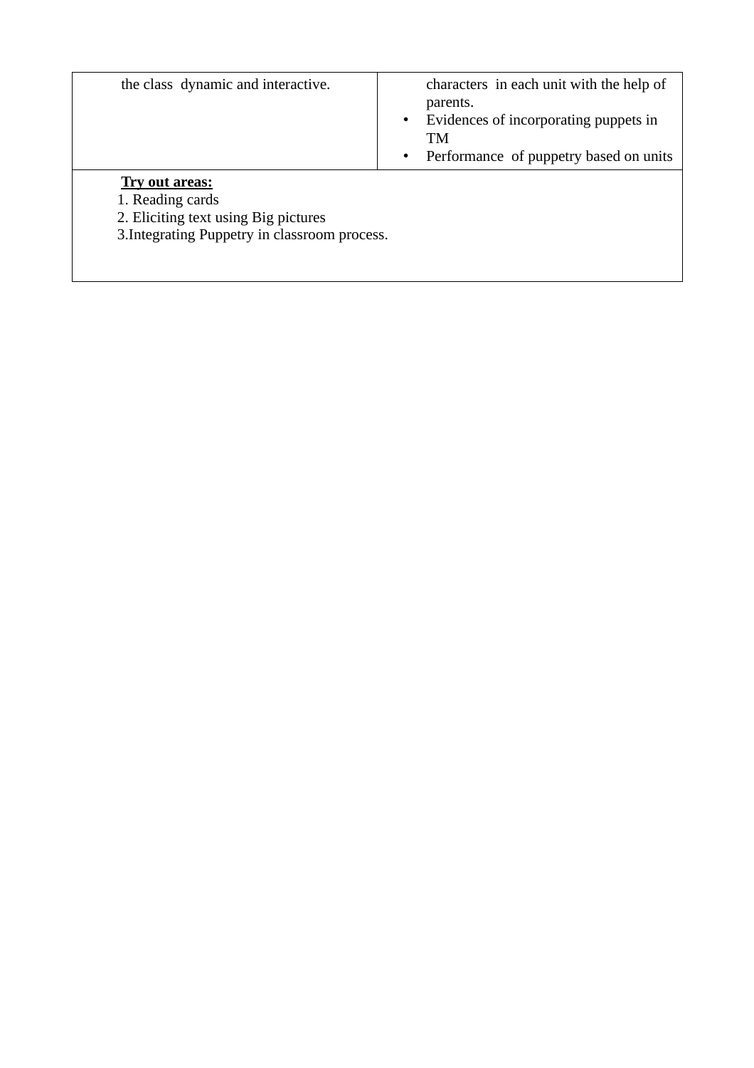| | |
|---|---|
| the class dynamic and interactive. | characters in each unit with the help of parents.<br>• Evidences of incorporating puppets in TM<br>• Performance of puppetry based on units |

**Try out areas:**

1. Reading cards
2. Eliciting text using Big pictures
3. Integrating Puppetry in classroom process.